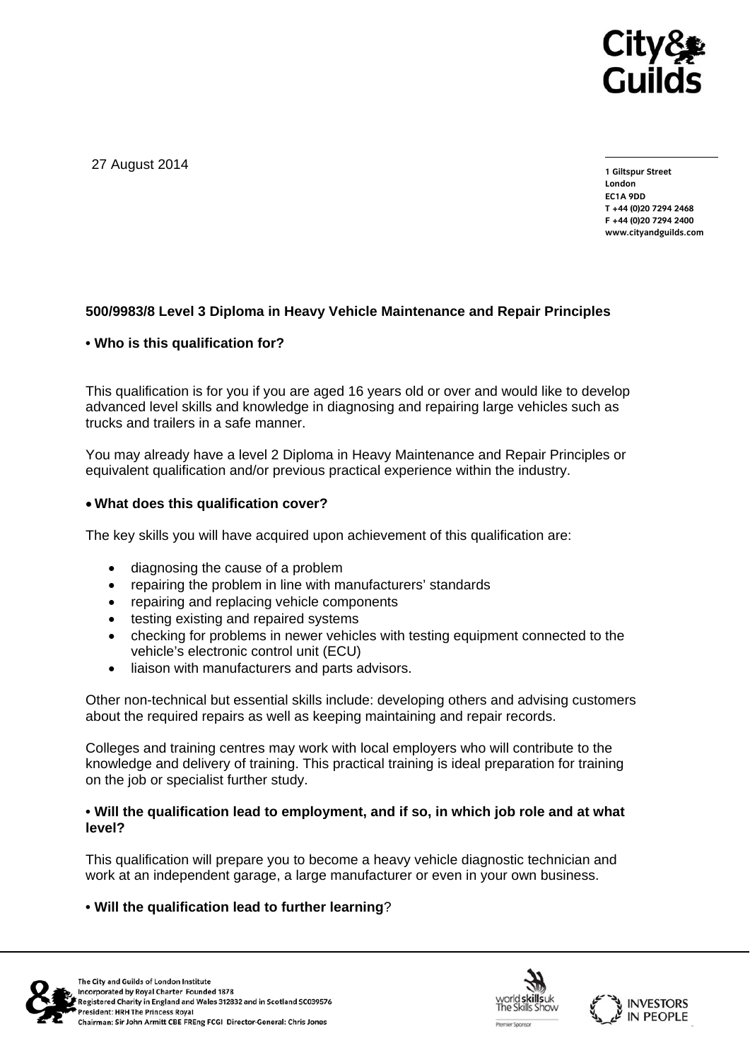27 August 2014

1 Giltspur Street
London
EC1A 9DD
T +44 (0)20 7294 2468
F +44 (0)20 7294 2400
www.cityandguilds.com

**500/9983/8 Level 3 Diploma in Heavy Vehicle Maintenance and Repair Principles**

**• Who is this qualification for?**

This qualification is for you if you are aged 16 years old or over and would like to develop advanced level skills and knowledge in diagnosing and repairing large vehicles such as trucks and trailers in a safe manner.

You may already have a level 2 Diploma in Heavy Maintenance and Repair Principles or equivalent qualification and/or previous practical experience within the industry.

**• What does this qualification cover?**

The key skills you will have acquired upon achievement of this qualification are:

- diagnosing the cause of a problem
- repairing the problem in line with manufacturers' standards
- repairing and replacing vehicle components
- testing existing and repaired systems
- checking for problems in newer vehicles with testing equipment connected to the vehicle's electronic control unit (ECU)
- liaison with manufacturers and parts advisors.

Other non-technical but essential skills include: developing others and advising customers about the required repairs as well as keeping maintaining and repair records.

Colleges and training centres may work with local employers who will contribute to the knowledge and delivery of training. This practical training is ideal preparation for training on the job or specialist further study.

**• Will the qualification lead to employment, and if so, in which job role and at what level?**

This qualification will prepare you to become a heavy vehicle diagnostic technician and work at an independent garage, a large manufacturer or even in your own business.

**• Will the qualification lead to further learning**?

The City and Guilds of London Institute
Incorporated by Royal Charter Founded 1878
Registered Charity in England and Wales 312832 and in Scotland SC039576
President: HRH The Princess Royal
Chairman: Sir John Armitt CBE FREng FCGI Director-General: Chris Jones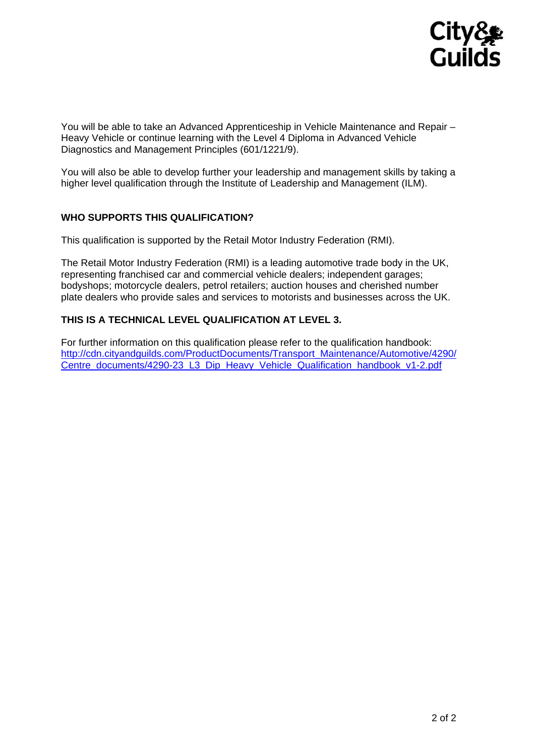You will be able to take an Advanced Apprenticeship in Vehicle Maintenance and Repair – Heavy Vehicle or continue learning with the Level 4 Diploma in Advanced Vehicle Diagnostics and Management Principles (601/1221/9).

You will also be able to develop further your leadership and management skills by taking a higher level qualification through the Institute of Leadership and Management (ILM).

## WHO SUPPORTS THIS QUALIFICATION?

This qualification is supported by the Retail Motor Industry Federation (RMI).

The Retail Motor Industry Federation (RMI) is a leading automotive trade body in the UK, representing franchised car and commercial vehicle dealers; independent garages; bodyshops; motorcycle dealers, petrol retailers; auction houses and cherished number plate dealers who provide sales and services to motorists and businesses across the UK.

## THIS IS A TECHNICAL LEVEL QUALIFICATION AT LEVEL 3.

For further information on this qualification please refer to the qualification handbook: [http://cdn.cityandguilds.com/ProductDocuments/Transport_Maintenance/Automotive/4290/Centre_documents/4290-23_L3_Dip_Heavy_Vehicle_Qualification_handbook_v1-2.pdf](http://cdn.cityandguilds.com/ProductDocuments/Transport_Maintenance/Automotive/4290/Centre_documents/4290-23_L3_Dip_Heavy_Vehicle_Qualification_handbook_v1-2.pdf)